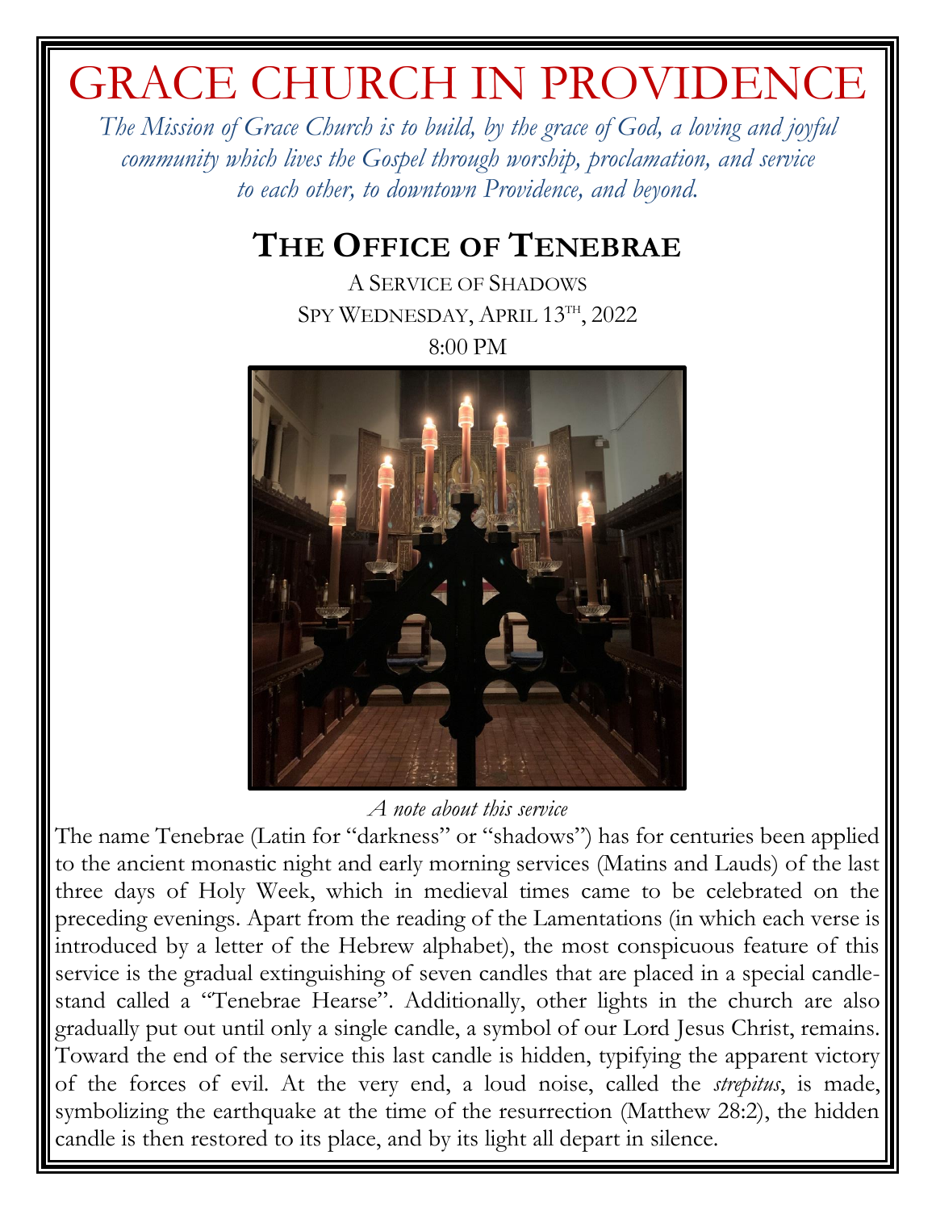# GRACE CHURCH IN PROVIDENCE

*The Mission of Grace Church is to build, by the grace of God, a loving and joyful community which lives the Gospel through worship, proclamation, and service to each other, to downtown Providence, and beyond.*

## THE OFFICE OF TENEBRAE

A SERVICE OF SHADOWS

SPY WEDNESDAY, APRIL 13TH, 2022

8:00 PM

*A note about this service*

The name Tenebrae (Latin for "darkness" or "shadows") has for centuries been applied to the ancient monastic night and early morning services (Matins and Lauds) of the last three days of Holy Week, which in medieval times came to be celebrated on the preceding evenings. Apart from the reading of the Lamentations (in which each verse is introduced by a letter of the Hebrew alphabet), the most conspicuous feature of this service is the gradual extinguishing of seven candles that are placed in a special candle-stand called a "Tenebrae Hearse". Additionally, other lights in the church are also gradually put out until only a single candle, a symbol of our Lord Jesus Christ, remains. Toward the end of the service this last candle is hidden, typifying the apparent victory of the forces of evil. At the very end, a loud noise, called the *strepitus*, is made, symbolizing the earthquake at the time of the resurrection (Matthew 28:2), the hidden candle is then restored to its place, and by its light all depart in silence.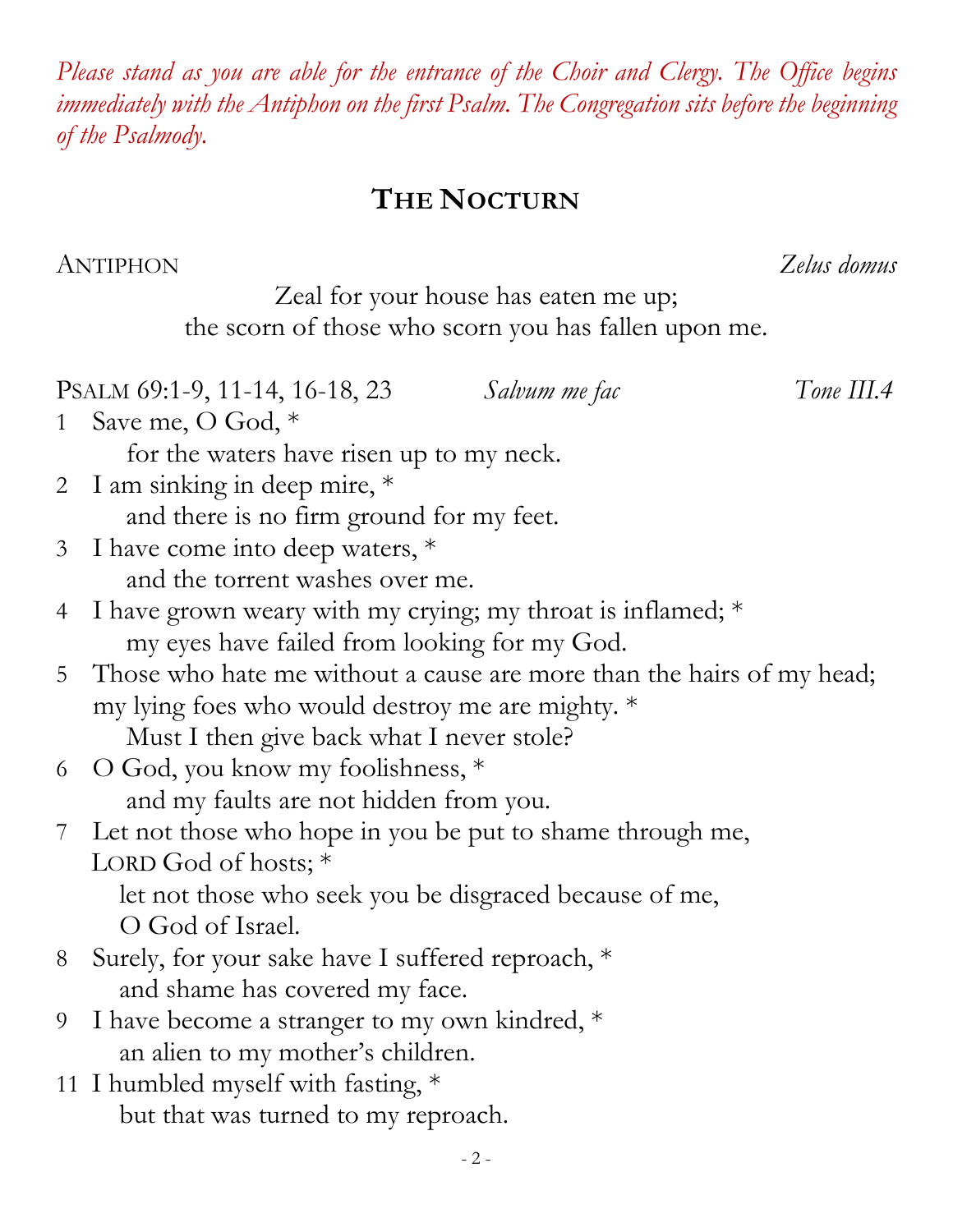*Please stand as you are able for the entrance of the Choir and Clergy. The Office begins immediately with the Antiphon on the first Psalm. The Congregation sits before the beginning of the Psalmody.*

## THE NOCTURN

ANTIPHON *Zelus domus*

Zeal for your house has eaten me up;
the scorn of those who scorn you has fallen upon me.

PSALM 69:1-9, 11-14, 16-18, 23 *Salvum me fac* *Tone III.4*

1 Save me, O God, *
for the waters have risen up to my neck.

2 I am sinking in deep mire, *
and there is no firm ground for my feet.

3 I have come into deep waters, *
and the torrent washes over me.

4 I have grown weary with my crying; my throat is inflamed; *
my eyes have failed from looking for my God.

5 Those who hate me without a cause are more than the hairs of my head;
my lying foes who would destroy me are mighty. *
Must I then give back what I never stole?

6 O God, you know my foolishness, *
and my faults are not hidden from you.

7 Let not those who hope in you be put to shame through me,
LORD God of hosts; *
let not those who seek you be disgraced because of me,
O God of Israel.

8 Surely, for your sake have I suffered reproach, *
and shame has covered my face.

9 I have become a stranger to my own kindred, *
an alien to my mother's children.

11 I humbled myself with fasting, *
but that was turned to my reproach.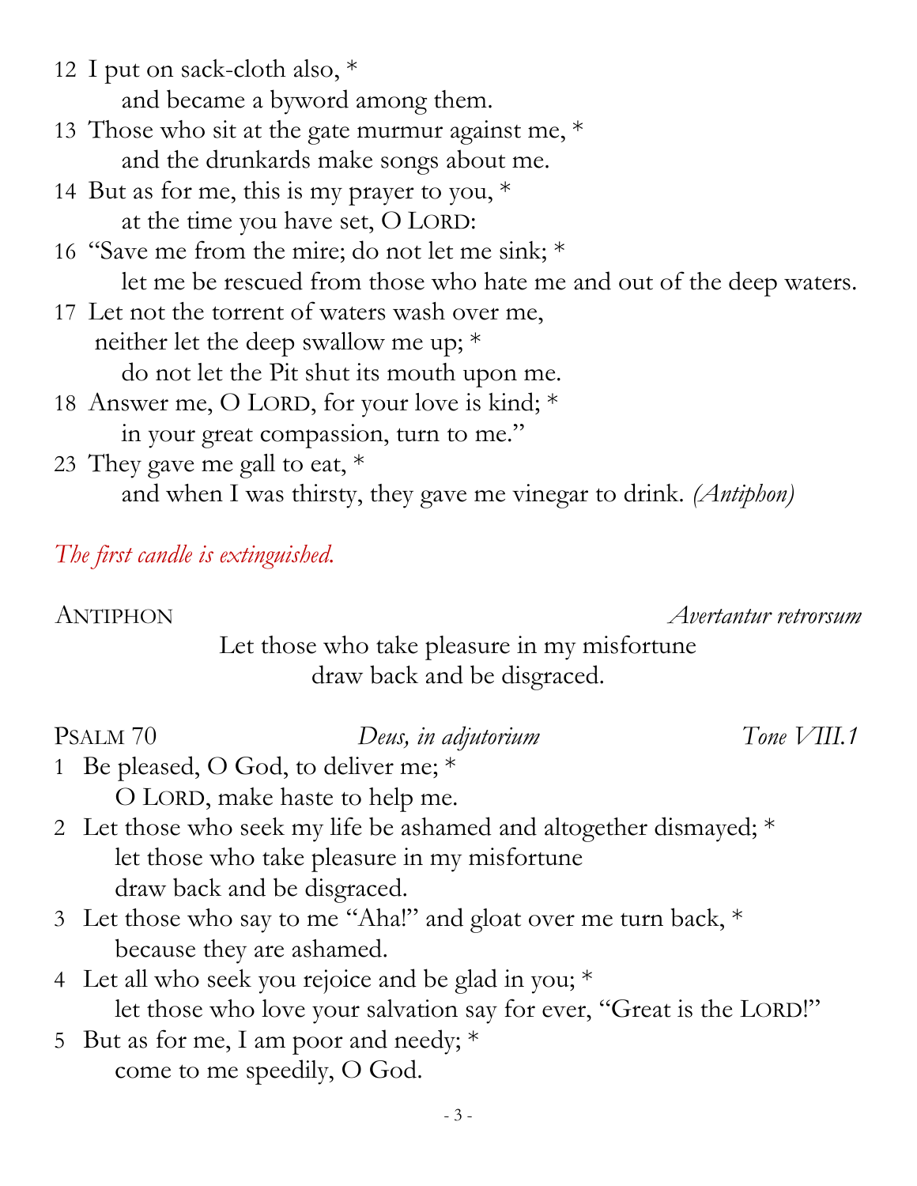12 I put on sack-cloth also, *
  and became a byword among them.

13 Those who sit at the gate murmur against me, *
  and the drunkards make songs about me.

14 But as for me, this is my prayer to you, *
  at the time you have set, O LORD:

16 "Save me from the mire; do not let me sink; *
  let me be rescued from those who hate me and out of the deep waters.

17 Let not the torrent of waters wash over me,
 neither let the deep swallow me up; *
  do not let the Pit shut its mouth upon me.

18 Answer me, O LORD, for your love is kind; *
  in your great compassion, turn to me."

23 They gave me gall to eat, *
  and when I was thirsty, they gave me vinegar to drink. *(Antiphon)*

*The first candle is extinguished.*

ANTIPHON *Avertantur retrorsum*

Let those who take pleasure in my misfortune
draw back and be disgraced.

PSALM 70 *Deus, in adjutorium* *Tone VIII.1*

1 Be pleased, O God, to deliver me; *
  O LORD, make haste to help me.

2 Let those who seek my life be ashamed and altogether dismayed; *
  let those who take pleasure in my misfortune
  draw back and be disgraced.

3 Let those who say to me "Aha!" and gloat over me turn back, *
  because they are ashamed.

4 Let all who seek you rejoice and be glad in you; *
  let those who love your salvation say for ever, "Great is the LORD!"

5 But as for me, I am poor and needy; *
  come to me speedily, O God.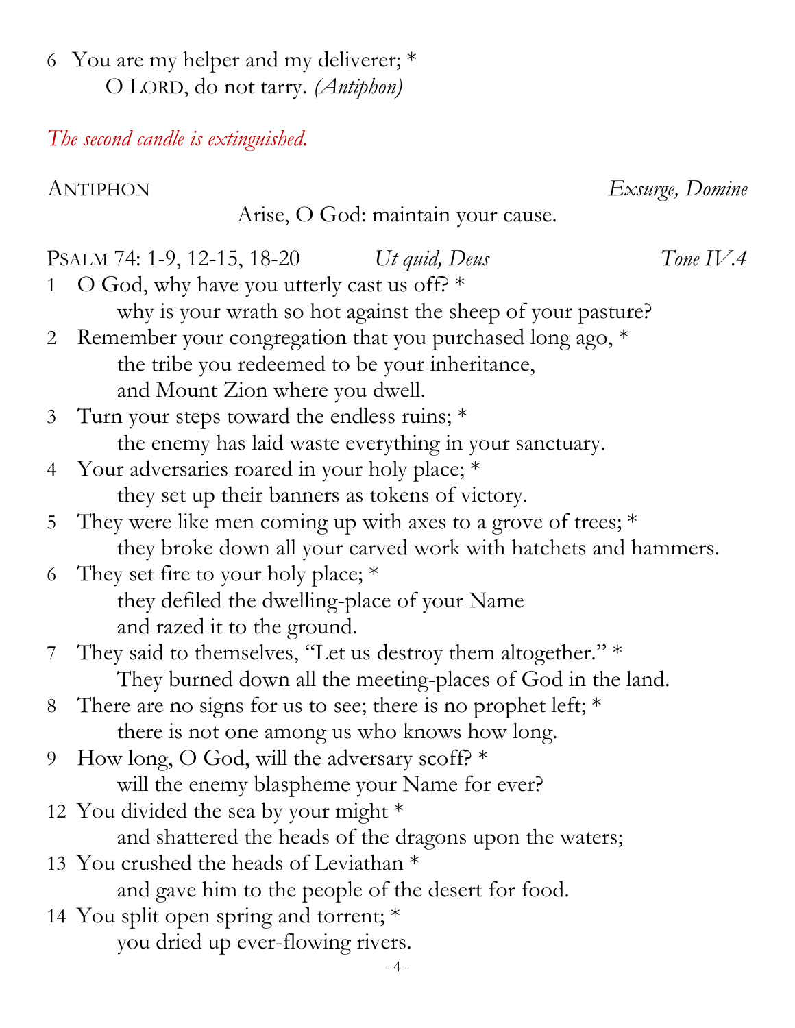6 You are my helper and my deliverer; *
O LORD, do not tarry. *(Antiphon)*

*The second candle is extinguished.*

ANTIPHON *Exsurge, Domine*

Arise, O God: maintain your cause.

PSALM 74: 1-9, 12-15, 18-20 *Ut quid, Deus* *Tone IV.4*

1 O God, why have you utterly cast us off? *
why is your wrath so hot against the sheep of your pasture?

2 Remember your congregation that you purchased long ago, *
the tribe you redeemed to be your inheritance,
and Mount Zion where you dwell.

3 Turn your steps toward the endless ruins; *
the enemy has laid waste everything in your sanctuary.

4 Your adversaries roared in your holy place; *
they set up their banners as tokens of victory.

5 They were like men coming up with axes to a grove of trees; *
they broke down all your carved work with hatchets and hammers.

6 They set fire to your holy place; *
they defiled the dwelling-place of your Name
and razed it to the ground.

7 They said to themselves, "Let us destroy them altogether." *
They burned down all the meeting-places of God in the land.

8 There are no signs for us to see; there is no prophet left; *
there is not one among us who knows how long.

9 How long, O God, will the adversary scoff? *
will the enemy blaspheme your Name for ever?

12 You divided the sea by your might *
and shattered the heads of the dragons upon the waters;

13 You crushed the heads of Leviathan *
and gave him to the people of the desert for food.

14 You split open spring and torrent; *
you dried up ever-flowing rivers.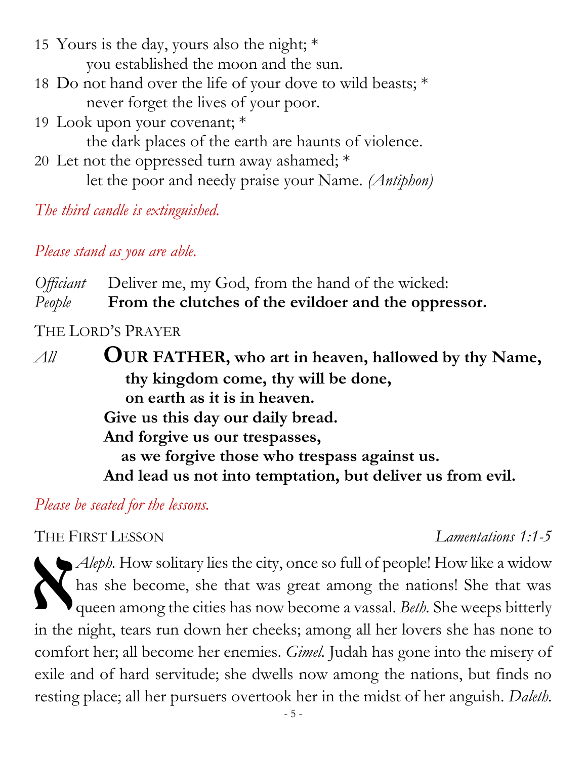15 Yours is the day, yours also the night; *
    you established the moon and the sun.

18 Do not hand over the life of your dove to wild beasts; *
    never forget the lives of your poor.

19 Look upon your covenant; *
    the dark places of the earth are haunts of violence.

20 Let not the oppressed turn away ashamed; *
    let the poor and needy praise your Name. *(Antiphon)*

*The third candle is extinguished.*

*Please stand as you are able.*

*Officiant* Deliver me, my God, from the hand of the wicked:
*People* **From the clutches of the evildoer and the oppressor.**

THE LORD'S PRAYER

*All* **OUR FATHER, who art in heaven, hallowed by thy Name,**
**thy kingdom come, thy will be done,**
**on earth as it is in heaven.**
**Give us this day our daily bread.**
**And forgive us our trespasses,**
**as we forgive those who trespass against us.**
**And lead us not into temptation, but deliver us from evil.**

*Please be seated for the lessons.*

THE FIRST LESSON *Lamentations 1:1-5*

א *Aleph.* How solitary lies the city, once so full of people! How like a widow has she become, she that was great among the nations! She that was queen among the cities has now become a vassal. *Beth.* She weeps bitterly in the night, tears run down her cheeks; among all her lovers she has none to comfort her; all become her enemies. *Gimel.* Judah has gone into the misery of exile and of hard servitude; she dwells now among the nations, but finds no resting place; all her pursuers overtook her in the midst of her anguish. *Daleth.*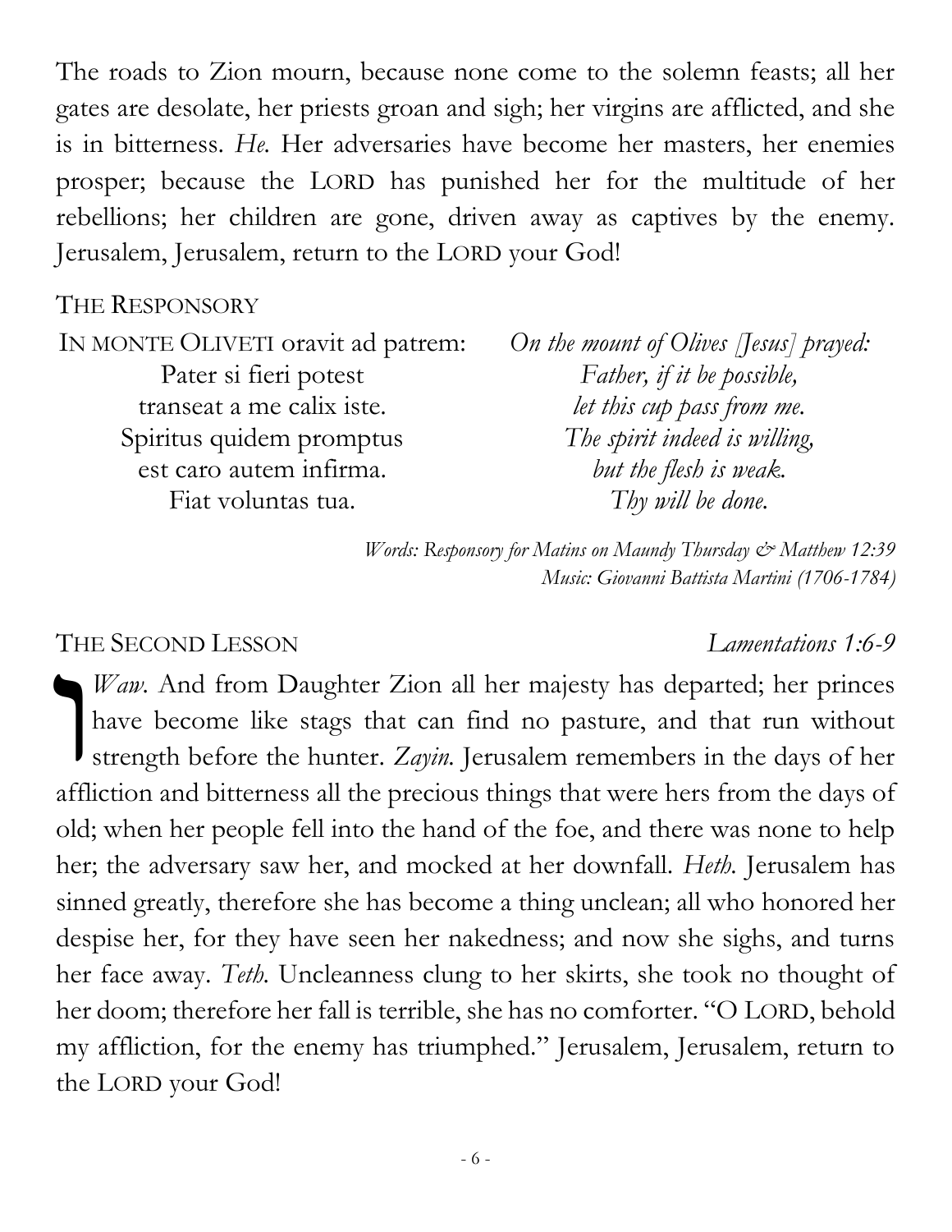The roads to Zion mourn, because none come to the solemn feasts; all her gates are desolate, her priests groan and sigh; her virgins are afflicted, and she is in bitterness. *He.* Her adversaries have become her masters, her enemies prosper; because the LORD has punished her for the multitude of her rebellions; her children are gone, driven away as captives by the enemy. Jerusalem, Jerusalem, return to the LORD your God!

## THE RESPONSORY

| | |
|---|---|
| IN MONTE OLIVETI oravit ad patrem: | *On the mount of Olives [Jesus] prayed:* |
| Pater si fieri potest | *Father, if it be possible,* |
| transeat a me calix iste. | *let this cup pass from me.* |
| Spiritus quidem promptus | *The spirit indeed is willing,* |
| est caro autem infirma. | *but the flesh is weak.* |
| Fiat voluntas tua. | *Thy will be done.* |

*Words: Responsory for Matins on Maundy Thursday & Matthew 12:39*
*Music: Giovanni Battista Martini (1706-1784)*

## THE SECOND LESSON *Lamentations 1:6-9*

ו *Waw.* And from Daughter Zion all her majesty has departed; her princes have become like stags that can find no pasture, and that run without strength before the hunter. *Zayin.* Jerusalem remembers in the days of her affliction and bitterness all the precious things that were hers from the days of old; when her people fell into the hand of the foe, and there was none to help her; the adversary saw her, and mocked at her downfall. *Heth.* Jerusalem has sinned greatly, therefore she has become a thing unclean; all who honored her despise her, for they have seen her nakedness; and now she sighs, and turns her face away. *Teth.* Uncleanness clung to her skirts, she took no thought of her doom; therefore her fall is terrible, she has no comforter. "O LORD, behold my affliction, for the enemy has triumphed." Jerusalem, Jerusalem, return to the LORD your God!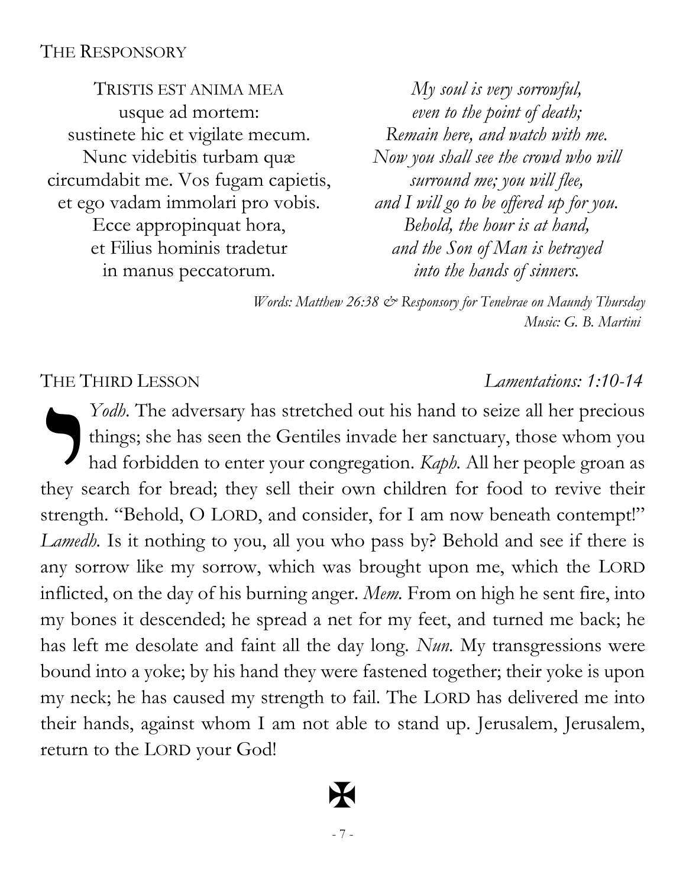## The Responsory

| | |
|---|---|
| TRISTIS EST ANIMA MEA<br>usque ad mortem:<br>sustinete hic et vigilate mecum.<br>Nunc videbitis turbam quæ<br>circumdabit me. Vos fugam capietis,<br>et ego vadam immolari pro vobis.<br>Ecce appropinquat hora,<br>et Filius hominis tradetur<br>in manus peccatorum. | *My soul is very sorrowful,*<br>*even to the point of death;*<br>*Remain here, and watch with me.*<br>*Now you shall see the crowd who will*<br>*surround me; you will flee,*<br>*and I will go to be offered up for you.*<br>*Behold, the hour is at hand,*<br>*and the Son of Man is betrayed*<br>*into the hands of sinners.* |

*Words: Matthew 26:38 & Responsory for Tenebrae on Maundy Thursday*
*Music: G. B. Martini*

## The Third Lesson

*Lamentations: 1:10-14*

י *Yodh.* The adversary has stretched out his hand to seize all her precious things; she has seen the Gentiles invade her sanctuary, those whom you had forbidden to enter your congregation. *Kaph.* All her people groan as they search for bread; they sell their own children for food to revive their strength. "Behold, O LORD, and consider, for I am now beneath contempt!" *Lamedh.* Is it nothing to you, all you who pass by? Behold and see if there is any sorrow like my sorrow, which was brought upon me, which the LORD inflicted, on the day of his burning anger. *Mem.* From on high he sent fire, into my bones it descended; he spread a net for my feet, and turned me back; he has left me desolate and faint all the day long. *Nun.* My transgressions were bound into a yoke; by his hand they were fastened together; their yoke is upon my neck; he has caused my strength to fail. The LORD has delivered me into their hands, against whom I am not able to stand up. Jerusalem, Jerusalem, return to the LORD your God!

✠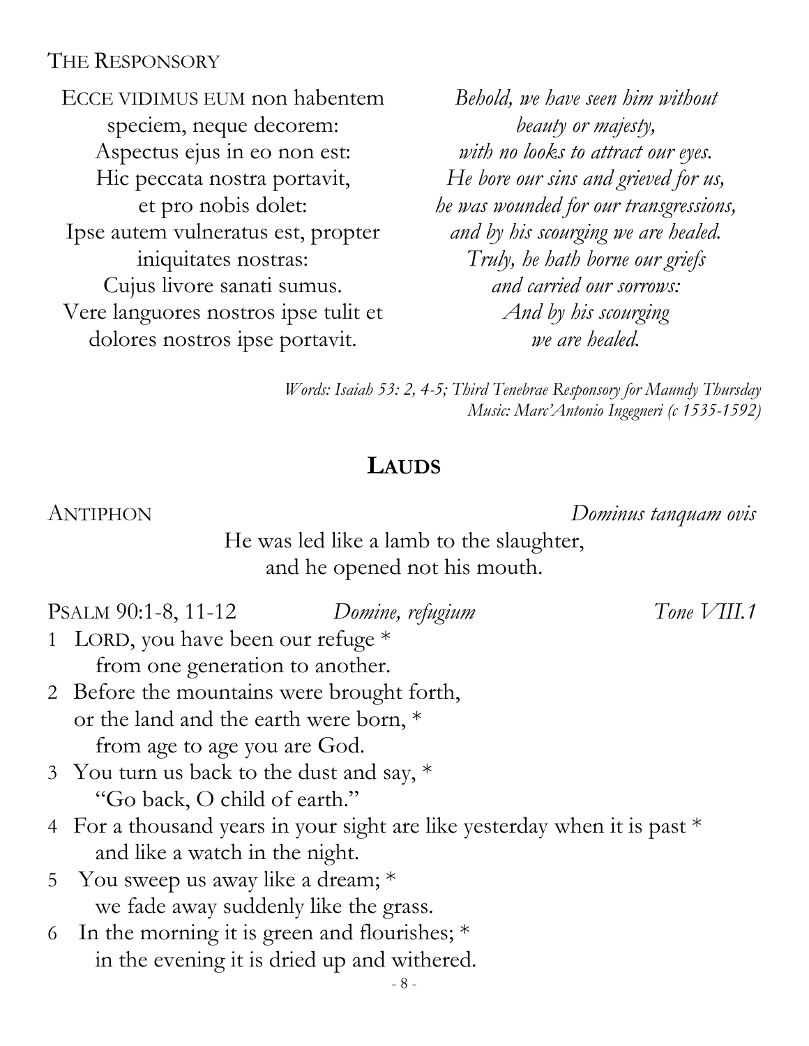THE RESPONSORY

ECCE VIDIMUS EUM non habentem speciem, neque decorem:
Aspectus ejus in eo non est:
Hic peccata nostra portavit,
et pro nobis dolet:
Ipse autem vulneratus est, propter iniquitates nostras:
Cujus livore sanati sumus.
Vere languores nostros ipse tulit et dolores nostros ipse portavit.

*Behold, we have seen him without beauty or majesty,*
*with no looks to attract our eyes.*
*He bore our sins and grieved for us,*
*he was wounded for our transgressions,*
*and by his scourging we are healed.*
*Truly, he hath borne our griefs*
*and carried our sorrows:*
*And by his scourging*
*we are healed.*

*Words: Isaiah 53: 2, 4-5; Third Tenebrae Responsory for Maundy Thursday*
*Music: Marc'Antonio Ingegneri (c 1535-1592)*

## LAUDS

ANTIPHON *Dominus tanquam ovis*

He was led like a lamb to the slaughter,
and he opened not his mouth.

PSALM 90:1-8, 11-12 *Domine, refugium* *Tone VIII.1*

1 LORD, you have been our refuge *
from one generation to another.

2 Before the mountains were brought forth,
or the land and the earth were born, *
from age to age you are God.

3 You turn us back to the dust and say, *
"Go back, O child of earth."

4 For a thousand years in your sight are like yesterday when it is past *
and like a watch in the night.

5 You sweep us away like a dream; *
we fade away suddenly like the grass.

6 In the morning it is green and flourishes; *
in the evening it is dried up and withered.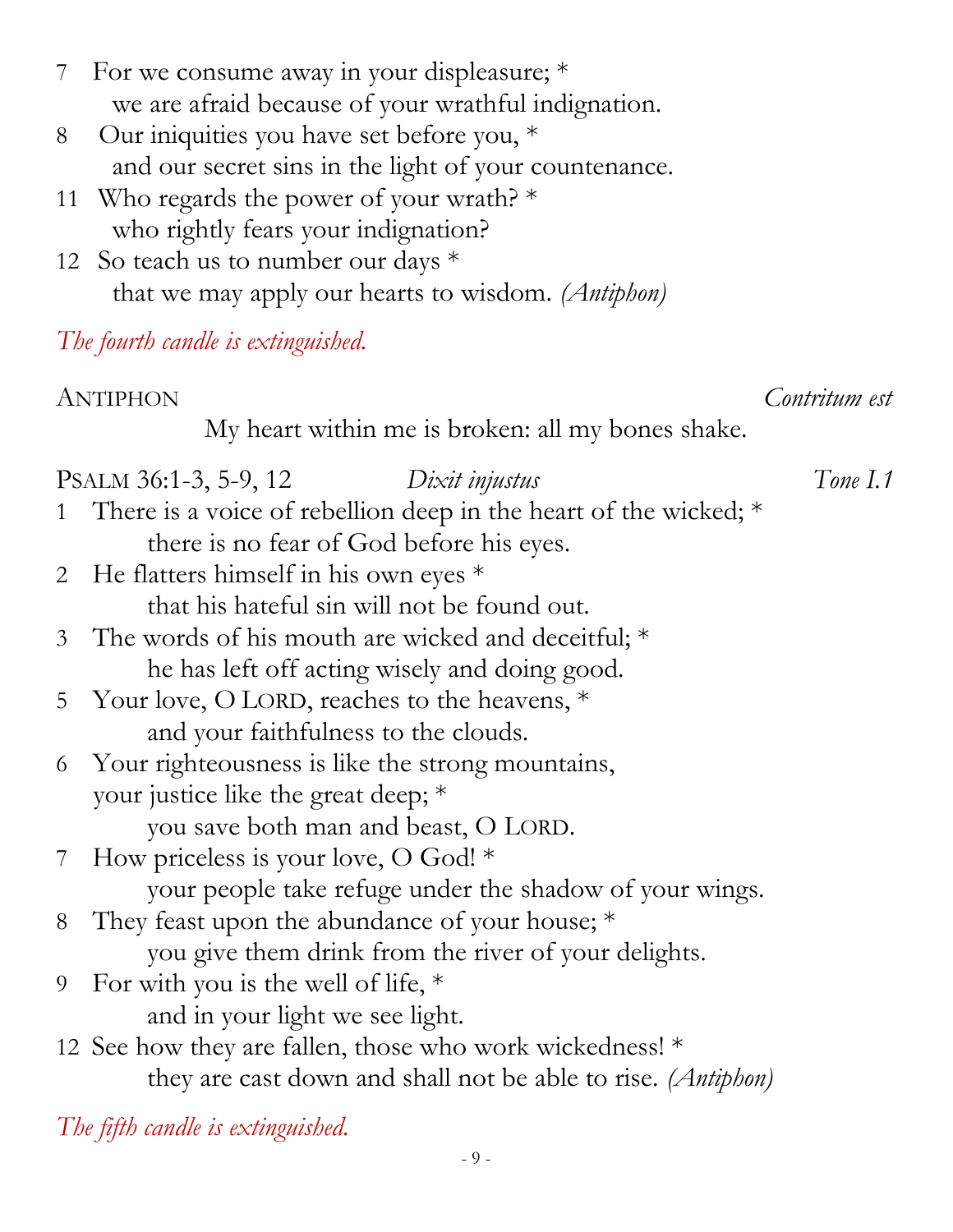7 For we consume away in your displeasure; *
   we are afraid because of your wrathful indignation.
8 Our iniquities you have set before you, *
   and our secret sins in the light of your countenance.
11 Who regards the power of your wrath? *
   who rightly fears your indignation?
12 So teach us to number our days *
   that we may apply our hearts to wisdom. *(Antiphon)*

*The fourth candle is extinguished.*

ANTIPHON *Contritum est*

My heart within me is broken: all my bones shake.

PSALM 36:1-3, 5-9, 12 *Dixit injustus* *Tone I.1*

1 There is a voice of rebellion deep in the heart of the wicked; *
   there is no fear of God before his eyes.
2 He flatters himself in his own eyes *
   that his hateful sin will not be found out.
3 The words of his mouth are wicked and deceitful; *
   he has left off acting wisely and doing good.
5 Your love, O LORD, reaches to the heavens, *
   and your faithfulness to the clouds.
6 Your righteousness is like the strong mountains,
   your justice like the great deep; *
   you save both man and beast, O LORD.
7 How priceless is your love, O God! *
   your people take refuge under the shadow of your wings.
8 They feast upon the abundance of your house; *
   you give them drink from the river of your delights.
9 For with you is the well of life, *
   and in your light we see light.
12 See how they are fallen, those who work wickedness! *
   they are cast down and shall not be able to rise. *(Antiphon)*

*The fifth candle is extinguished.*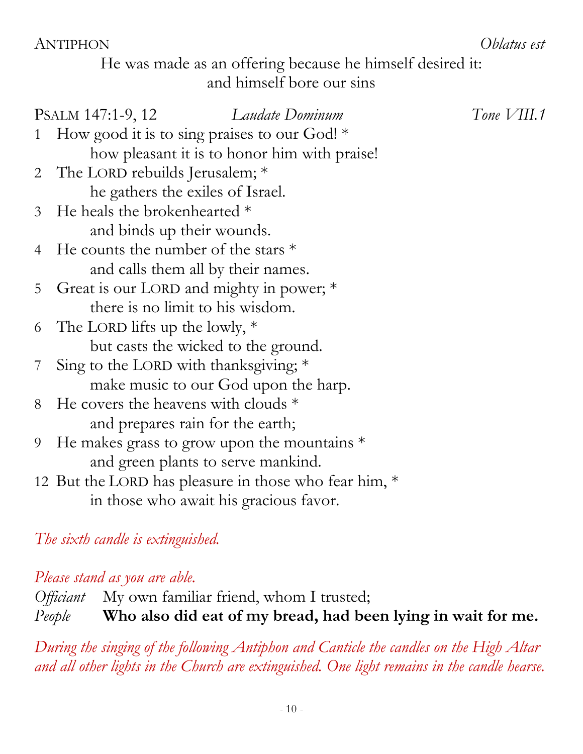ANTIPHON *Oblatus est*

He was made as an offering because he himself desired it:
and himself bore our sins

PSALM 147:1-9, 12 *Laudate Dominum* *Tone VIII.1*

1 How good it is to sing praises to our God! *
  how pleasant it is to honor him with praise!
2 The LORD rebuilds Jerusalem; *
  he gathers the exiles of Israel.
3 He heals the brokenhearted *
  and binds up their wounds.
4 He counts the number of the stars *
  and calls them all by their names.
5 Great is our LORD and mighty in power; *
  there is no limit to his wisdom.
6 The LORD lifts up the lowly, *
  but casts the wicked to the ground.
7 Sing to the LORD with thanksgiving; *
  make music to our God upon the harp.
8 He covers the heavens with clouds *
  and prepares rain for the earth;
9 He makes grass to grow upon the mountains *
  and green plants to serve mankind.
12 But the LORD has pleasure in those who fear him, *
  in those who await his gracious favor.

*The sixth candle is extinguished.*

*Please stand as you are able.*

*Officiant* My own familiar friend, whom I trusted;
*People* **Who also did eat of my bread, had been lying in wait for me.**

*During the singing of the following Antiphon and Canticle the candles on the High Altar and all other lights in the Church are extinguished. One light remains in the candle hearse.*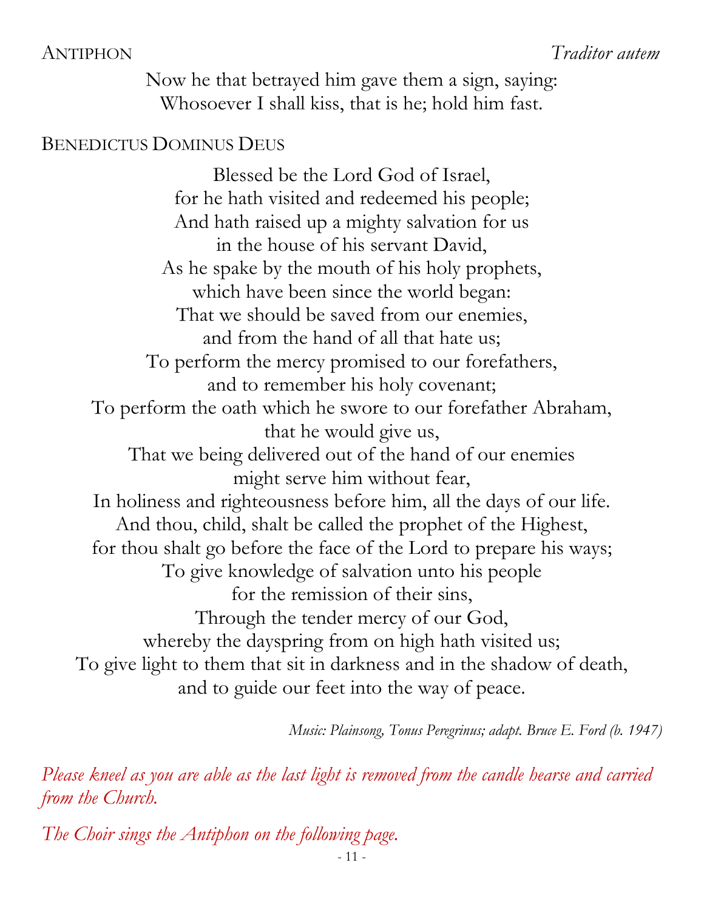## ANTIPHON *Traditor autem*

Now he that betrayed him gave them a sign, saying:
Whosoever I shall kiss, that is he; hold him fast.

## BENEDICTUS DOMINUS DEUS

Blessed be the Lord God of Israel,
for he hath visited and redeemed his people;
And hath raised up a mighty salvation for us
in the house of his servant David,
As he spake by the mouth of his holy prophets,
which have been since the world began:
That we should be saved from our enemies,
and from the hand of all that hate us;
To perform the mercy promised to our forefathers,
and to remember his holy covenant;
To perform the oath which he swore to our forefather Abraham,
that he would give us,
That we being delivered out of the hand of our enemies
might serve him without fear,
In holiness and righteousness before him, all the days of our life.
And thou, child, shalt be called the prophet of the Highest,
for thou shalt go before the face of the Lord to prepare his ways;
To give knowledge of salvation unto his people
for the remission of their sins,
Through the tender mercy of our God,
whereby the dayspring from on high hath visited us;
To give light to them that sit in darkness and in the shadow of death,
and to guide our feet into the way of peace.

*Music: Plainsong, Tonus Peregrinus; adapt. Bruce E. Ford (b. 1947)*

*Please kneel as you are able as the last light is removed from the candle hearse and carried from the Church.*

*The Choir sings the Antiphon on the following page.*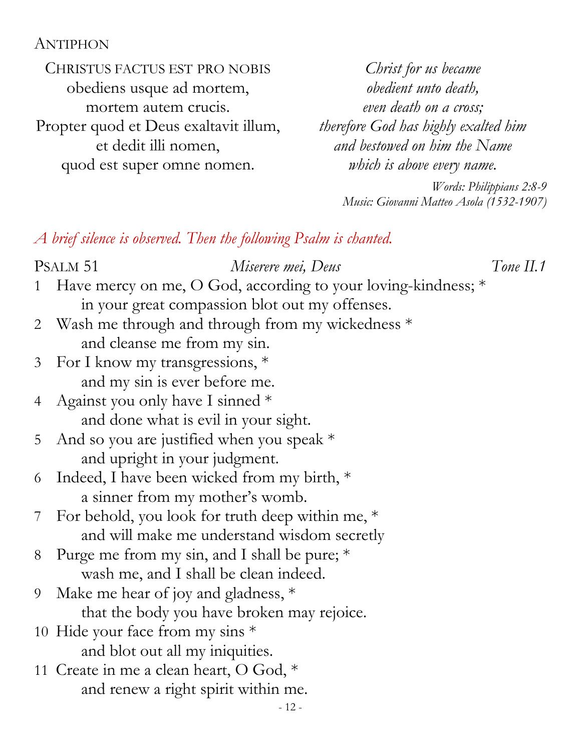## Antiphon

| | |
|---|---|
| CHRISTUS FACTUS EST PRO NOBIS | *Christ for us became* |
| obediens usque ad mortem, | *obedient unto death,* |
| mortem autem crucis. | *even death on a cross;* |
| Propter quod et Deus exaltavit illum, | *therefore God has highly exalted him* |
| et dedit illi nomen, | *and bestowed on him the Name* |
| quod est super omne nomen. | *which is above every name.* |

*Words: Philippians 2:8-9*
*Music: Giovanni Matteo Asola (1532-1907)*

*A brief silence is observed. Then the following Psalm is chanted.*

## Psalm 51 — *Miserere mei, Deus* — *Tone II.1*

1 Have mercy on me, O God, according to your loving-kindness; *
in your great compassion blot out my offenses.

2 Wash me through and through from my wickedness *
and cleanse me from my sin.

3 For I know my transgressions, *
and my sin is ever before me.

4 Against you only have I sinned *
and done what is evil in your sight.

5 And so you are justified when you speak *
and upright in your judgment.

6 Indeed, I have been wicked from my birth, *
a sinner from my mother's womb.

7 For behold, you look for truth deep within me, *
and will make me understand wisdom secretly

8 Purge me from my sin, and I shall be pure; *
wash me, and I shall be clean indeed.

9 Make me hear of joy and gladness, *
that the body you have broken may rejoice.

10 Hide your face from my sins *
and blot out all my iniquities.

11 Create in me a clean heart, O God, *
and renew a right spirit within me.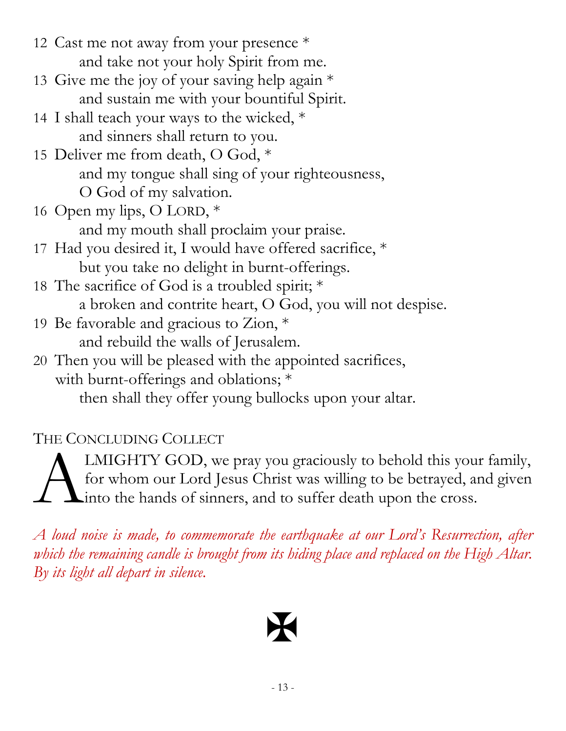12 Cast me not away from your presence *
  and take not your holy Spirit from me.

13 Give me the joy of your saving help again *
  and sustain me with your bountiful Spirit.

14 I shall teach your ways to the wicked, *
  and sinners shall return to you.

15 Deliver me from death, O God, *
  and my tongue shall sing of your righteousness,
  O God of my salvation.

16 Open my lips, O LORD, *
  and my mouth shall proclaim your praise.

17 Had you desired it, I would have offered sacrifice, *
  but you take no delight in burnt-offerings.

18 The sacrifice of God is a troubled spirit; *
  a broken and contrite heart, O God, you will not despise.

19 Be favorable and gracious to Zion, *
  and rebuild the walls of Jerusalem.

20 Then you will be pleased with the appointed sacrifices,
 with burnt-offerings and oblations; *
  then shall they offer young bullocks upon your altar.

### THE CONCLUDING COLLECT

ALMIGHTY GOD, we pray you graciously to behold this your family, for whom our Lord Jesus Christ was willing to be betrayed, and given into the hands of sinners, and to suffer death upon the cross.

*A loud noise is made, to commemorate the earthquake at our Lord's Resurrection, after which the remaining candle is brought from its hiding place and replaced on the High Altar. By its light all depart in silence.*

✠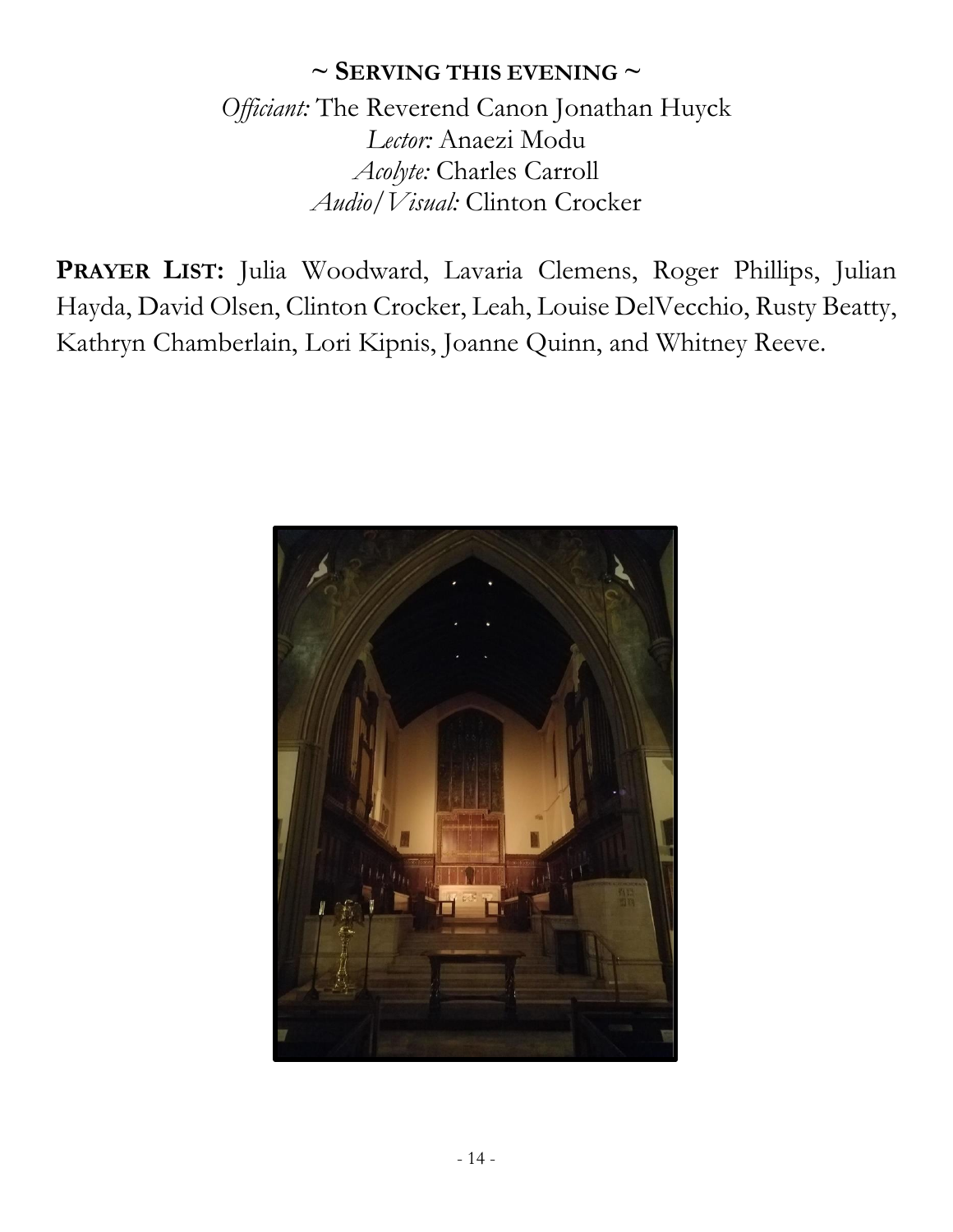**~ Serving this evening ~**

*Officiant:* The Reverend Canon Jonathan Huyck
*Lector:* Anaezi Modu
*Acolyte:* Charles Carroll
*Audio/Visual:* Clinton Crocker

**Prayer List:** Julia Woodward, Lavaria Clemens, Roger Phillips, Julian Hayda, David Olsen, Clinton Crocker, Leah, Louise DelVecchio, Rusty Beatty, Kathryn Chamberlain, Lori Kipnis, Joanne Quinn, and Whitney Reeve.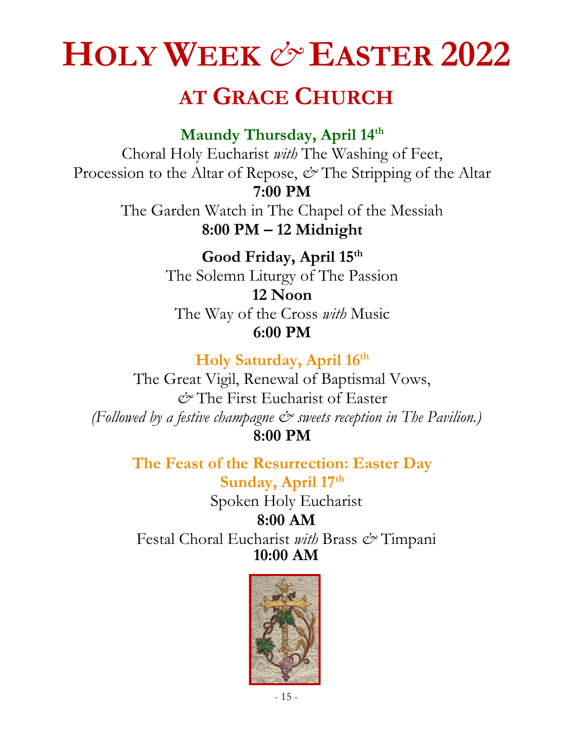# Holy Week & Easter 2022

## at Grace Church

**Maundy Thursday, April 14th**

Choral Holy Eucharist *with* The Washing of Feet,
Procession to the Altar of Repose, & The Stripping of the Altar

**7:00 PM**

The Garden Watch in The Chapel of the Messiah

**8:00 PM – 12 Midnight**

**Good Friday, April 15th**

The Solemn Liturgy of The Passion

**12 Noon**

The Way of the Cross *with* Music

**6:00 PM**

**Holy Saturday, April 16th**

The Great Vigil, Renewal of Baptismal Vows,
& The First Eucharist of Easter

*(Followed by a festive champagne & sweets reception in The Pavilion.)*

**8:00 PM**

**The Feast of the Resurrection: Easter Day**
**Sunday, April 17th**

Spoken Holy Eucharist

**8:00 AM**

Festal Choral Eucharist *with* Brass & Timpani

**10:00 AM**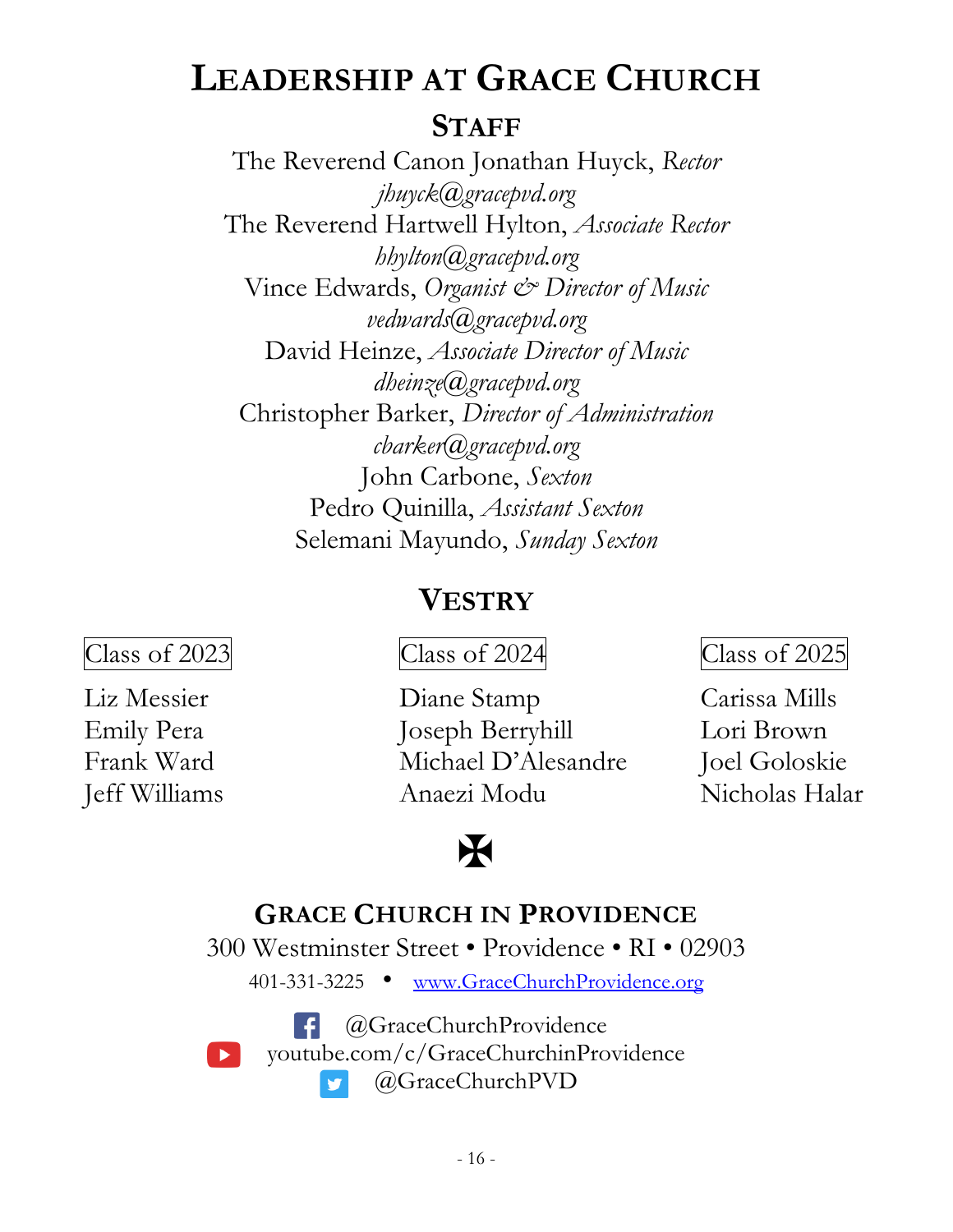# Leadership at Grace Church

## Staff

The Reverend Canon Jonathan Huyck, *Rector*
*jhuyck@gracepvd.org*
The Reverend Hartwell Hylton, *Associate Rector*
*hhylton@gracepvd.org*
Vince Edwards, *Organist & Director of Music*
*vedwards@gracepvd.org*
David Heinze, *Associate Director of Music*
*dheinze@gracepvd.org*
Christopher Barker, *Director of Administration*
*cbarker@gracepvd.org*
John Carbone, *Sexton*
Pedro Quinilla, *Assistant Sexton*
Selemani Mayundo, *Sunday Sexton*

## Vestry

| Class of 2023 | Class of 2024 | Class of 2025 |
| --- | --- | --- |
| Liz Messier | Diane Stamp | Carissa Mills |
| Emily Pera | Joseph Berryhill | Lori Brown |
| Frank Ward | Michael D'Alesandre | Joel Goloskie |
| Jeff Williams | Anaezi Modu | Nicholas Halar |

✠

**Grace Church in Providence**

300 Westminster Street • Providence • RI • 02903

401-331-3225 • www.GraceChurchProvidence.org

@GraceChurchProvidence
youtube.com/c/GraceChurchinProvidence
@GraceChurchPVD